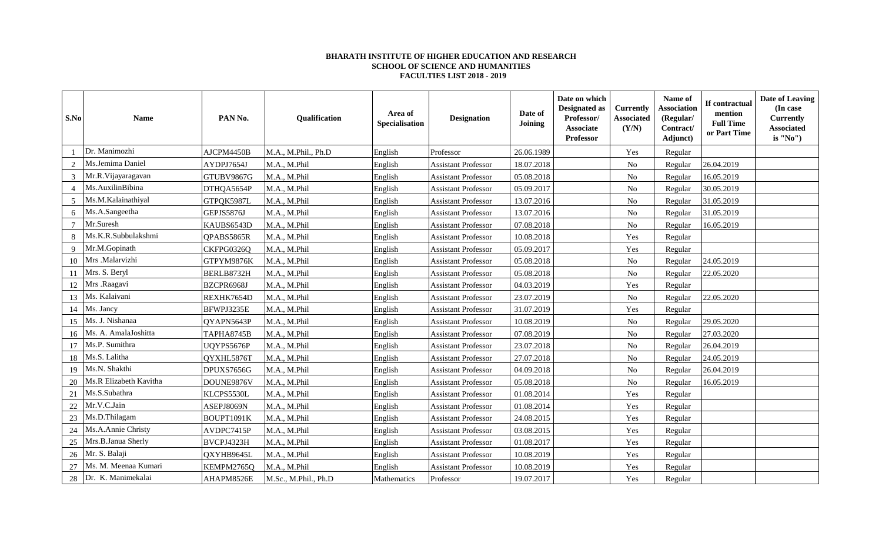**BHARATH INSTITUTE OF HIGHER EDUCATION AND RESEARCH**
**SCHOOL OF SCIENCE AND HUMANITIES**
**FACULTIES LIST 2018 - 2019**

| S.No | Name | PAN No. | Qualification | Area of Specialisation | Designation | Date of Joining | Date on which Designated as Professor/ Associate Professor | Currently Associated (Y/N) | Name of Association (Regular/ Contract/ Adjunct) | If contractual mention Full Time or Part Time | Date of Leaving (In case Currently Associated is "No") |
|---|---|---|---|---|---|---|---|---|---|---|---|
| 1 | Dr. Manimozhi | AJCPM4450B | M.A., M.Phil., Ph.D | English | Professor | 26.06.1989 | | Yes | Regular | | |
| 2 | Ms.Jemima Daniel | AYDPJ7654J | M.A., M.Phil | English | Assistant Professor | 18.07.2018 | | No | Regular | 26.04.2019 | |
| 3 | Mr.R.Vijayaragavan | GTUBV9867G | M.A., M.Phil | English | Assistant Professor | 05.08.2018 | | No | Regular | 16.05.2019 | |
| 4 | Ms.AuxilinBibina | DTHQA5654P | M.A., M.Phil | English | Assistant Professor | 05.09.2017 | | No | Regular | 30.05.2019 | |
| 5 | Ms.M.Kalainathiyal | GTPQK5987L | M.A., M.Phil | English | Assistant Professor | 13.07.2016 | | No | Regular | 31.05.2019 | |
| 6 | Ms.A.Sangeetha | GEPJS5876J | M.A., M.Phil | English | Assistant Professor | 13.07.2016 | | No | Regular | 31.05.2019 | |
| 7 | Mr.Suresh | KAUBS6543D | M.A., M.Phil | English | Assistant Professor | 07.08.2018 | | No | Regular | 16.05.2019 | |
| 8 | Ms.K.R.Subbulakshmi | QPABS5865R | M.A., M.Phil | English | Assistant Professor | 10.08.2018 | | Yes | Regular | | |
| 9 | Mr.M.Gopinath | CKFPG0326Q | M.A., M.Phil | English | Assistant Professor | 05.09.2017 | | Yes | Regular | | |
| 10 | Mrs .Malarvizhi | GTPYM9876K | M.A., M.Phil | English | Assistant Professor | 05.08.2018 | | No | Regular | 24.05.2019 | |
| 11 | Mrs. S. Beryl | BERLB8732H | M.A., M.Phil | English | Assistant Professor | 05.08.2018 | | No | Regular | 22.05.2020 | |
| 12 | Mrs .Raagavi | BZCPR6968J | M.A., M.Phil | English | Assistant Professor | 04.03.2019 | | Yes | Regular | | |
| 13 | Ms. Kalaivani | REXHK7654D | M.A., M.Phil | English | Assistant Professor | 23.07.2019 | | No | Regular | 22.05.2020 | |
| 14 | Ms. Jancy | BFWPJ3235E | M.A., M.Phil | English | Assistant Professor | 31.07.2019 | | Yes | Regular | | |
| 15 | Ms. J. Nishanaa | QYAPN5643P | M.A., M.Phil | English | Assistant Professor | 10.08.2019 | | No | Regular | 29.05.2020 | |
| 16 | Ms. A. AmalaJoshitta | TAPHA8745B | M.A., M.Phil | English | Assistant Professor | 07.08.2019 | | No | Regular | 27.03.2020 | |
| 17 | Ms.P. Sumithra | UQYPS5676P | M.A., M.Phil | English | Assistant Professor | 23.07.2018 | | No | Regular | 26.04.2019 | |
| 18 | Ms.S. Lalitha | QYXHL5876T | M.A., M.Phil | English | Assistant Professor | 27.07.2018 | | No | Regular | 24.05.2019 | |
| 19 | Ms.N. Shakthi | DPUXS7656G | M.A., M.Phil | English | Assistant Professor | 04.09.2018 | | No | Regular | 26.04.2019 | |
| 20 | Ms.R Elizabeth Kavitha | DOUNE9876V | M.A., M.Phil | English | Assistant Professor | 05.08.2018 | | No | Regular | 16.05.2019 | |
| 21 | Ms.S.Subathra | KLCPS5530L | M.A., M.Phil | English | Assistant Professor | 01.08.2014 | | Yes | Regular | | |
| 22 | Mr.V.C.Jain | ASEPJ8069N | M.A., M.Phil | English | Assistant Professor | 01.08.2014 | | Yes | Regular | | |
| 23 | Ms.D.Thilagam | BOUPT1091K | M.A., M.Phil | English | Assistant Professor | 24.08.2015 | | Yes | Regular | | |
| 24 | Ms.A.Annie Christy | AVDPC7415P | M.A., M.Phil | English | Assistant Professor | 03.08.2015 | | Yes | Regular | | |
| 25 | Mrs.B.Janua Sherly | BVCPJ4323H | M.A., M.Phil | English | Assistant Professor | 01.08.2017 | | Yes | Regular | | |
| 26 | Mr. S. Balaji | QXYHB9645L | M.A., M.Phil | English | Assistant Professor | 10.08.2019 | | Yes | Regular | | |
| 27 | Ms. M. Meenaa Kumari | KEMPM2765Q | M.A., M.Phil | English | Assistant Professor | 10.08.2019 | | Yes | Regular | | |
| 28 | Dr. K. Manimekalai | AHAPM8526E | M.Sc., M.Phil., Ph.D | Mathematics | Professor | 19.07.2017 | | Yes | Regular | | |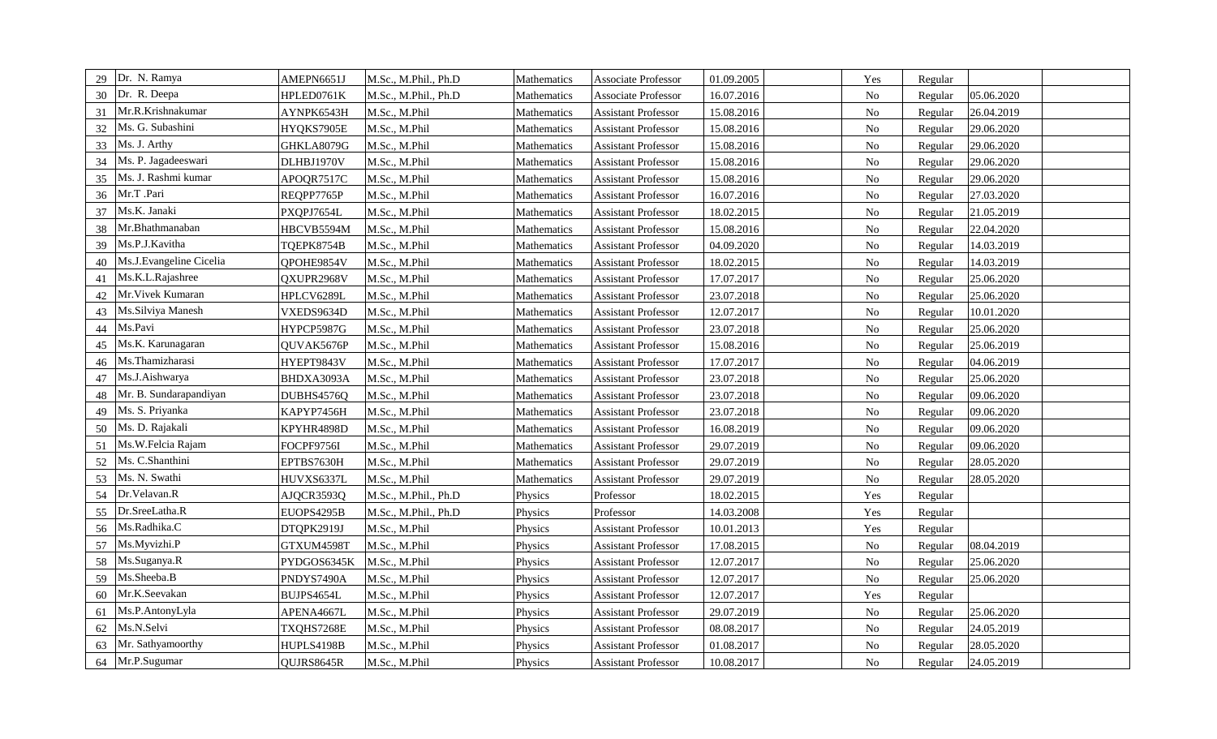| | | | | | | | | | | | |
|---|---|---|---|---|---|---|---|---|---|---|---|
| 29 | Dr. N. Ramya | AMEPN6651J | M.Sc., M.Phil., Ph.D | Mathematics | Associate Professor | 01.09.2005 | | Yes | Regular | | |
| 30 | Dr. R. Deepa | HPLED0761K | M.Sc., M.Phil., Ph.D | Mathematics | Associate Professor | 16.07.2016 | | No | Regular | 05.06.2020 | |
| 31 | Mr.R.Krishnakumar | AYNPK6543H | M.Sc., M.Phil | Mathematics | Assistant Professor | 15.08.2016 | | No | Regular | 26.04.2019 | |
| 32 | Ms. G. Subashini | HYQKS7905E | M.Sc., M.Phil | Mathematics | Assistant Professor | 15.08.2016 | | No | Regular | 29.06.2020 | |
| 33 | Ms. J. Arthy | GHKLA8079G | M.Sc., M.Phil | Mathematics | Assistant Professor | 15.08.2016 | | No | Regular | 29.06.2020 | |
| 34 | Ms. P. Jagadeeswari | DLHBJ1970V | M.Sc., M.Phil | Mathematics | Assistant Professor | 15.08.2016 | | No | Regular | 29.06.2020 | |
| 35 | Ms. J. Rashmi kumar | APOQR7517C | M.Sc., M.Phil | Mathematics | Assistant Professor | 15.08.2016 | | No | Regular | 29.06.2020 | |
| 36 | Mr.T .Pari | REQPP7765P | M.Sc., M.Phil | Mathematics | Assistant Professor | 16.07.2016 | | No | Regular | 27.03.2020 | |
| 37 | Ms.K. Janaki | PXQPJ7654L | M.Sc., M.Phil | Mathematics | Assistant Professor | 18.02.2015 | | No | Regular | 21.05.2019 | |
| 38 | Mr.Bhathmanaban | HBCVB5594M | M.Sc., M.Phil | Mathematics | Assistant Professor | 15.08.2016 | | No | Regular | 22.04.2020 | |
| 39 | Ms.P.J.Kavitha | TQEPK8754B | M.Sc., M.Phil | Mathematics | Assistant Professor | 04.09.2020 | | No | Regular | 14.03.2019 | |
| 40 | Ms.J.Evangeline Cicelia | QPOHE9854V | M.Sc., M.Phil | Mathematics | Assistant Professor | 18.02.2015 | | No | Regular | 14.03.2019 | |
| 41 | Ms.K.L.Rajashree | QXUPR2968V | M.Sc., M.Phil | Mathematics | Assistant Professor | 17.07.2017 | | No | Regular | 25.06.2020 | |
| 42 | Mr.Vivek Kumaran | HPLCV6289L | M.Sc., M.Phil | Mathematics | Assistant Professor | 23.07.2018 | | No | Regular | 25.06.2020 | |
| 43 | Ms.Silviya Manesh | VXEDS9634D | M.Sc., M.Phil | Mathematics | Assistant Professor | 12.07.2017 | | No | Regular | 10.01.2020 | |
| 44 | Ms.Pavi | HYPCP5987G | M.Sc., M.Phil | Mathematics | Assistant Professor | 23.07.2018 | | No | Regular | 25.06.2020 | |
| 45 | Ms.K. Karunagaran | QUVAK5676P | M.Sc., M.Phil | Mathematics | Assistant Professor | 15.08.2016 | | No | Regular | 25.06.2019 | |
| 46 | Ms.Thamizharasi | HYEPT9843V | M.Sc., M.Phil | Mathematics | Assistant Professor | 17.07.2017 | | No | Regular | 04.06.2019 | |
| 47 | Ms.J.Aishwarya | BHDXA3093A | M.Sc., M.Phil | Mathematics | Assistant Professor | 23.07.2018 | | No | Regular | 25.06.2020 | |
| 48 | Mr. B. Sundarapandiyan | DUBHS4576Q | M.Sc., M.Phil | Mathematics | Assistant Professor | 23.07.2018 | | No | Regular | 09.06.2020 | |
| 49 | Ms. S. Priyanka | KAPYP7456H | M.Sc., M.Phil | Mathematics | Assistant Professor | 23.07.2018 | | No | Regular | 09.06.2020 | |
| 50 | Ms. D. Rajakali | KPYHR4898D | M.Sc., M.Phil | Mathematics | Assistant Professor | 16.08.2019 | | No | Regular | 09.06.2020 | |
| 51 | Ms.W.Felcia Rajam | FOCPF9756I | M.Sc., M.Phil | Mathematics | Assistant Professor | 29.07.2019 | | No | Regular | 09.06.2020 | |
| 52 | Ms. C.Shanthini | EPTBS7630H | M.Sc., M.Phil | Mathematics | Assistant Professor | 29.07.2019 | | No | Regular | 28.05.2020 | |
| 53 | Ms. N. Swathi | HUVXS6337L | M.Sc., M.Phil | Mathematics | Assistant Professor | 29.07.2019 | | No | Regular | 28.05.2020 | |
| 54 | Dr.Velavan.R | AJQCR3593Q | M.Sc., M.Phil., Ph.D | Physics | Professor | 18.02.2015 | | Yes | Regular | | |
| 55 | Dr.SreeLatha.R | EUOPS4295B | M.Sc., M.Phil., Ph.D | Physics | Professor | 14.03.2008 | | Yes | Regular | | |
| 56 | Ms.Radhika.C | DTQPK2919J | M.Sc., M.Phil | Physics | Assistant Professor | 10.01.2013 | | Yes | Regular | | |
| 57 | Ms.Myvizhi.P | GTXUM4598T | M.Sc., M.Phil | Physics | Assistant Professor | 17.08.2015 | | No | Regular | 08.04.2019 | |
| 58 | Ms.Suganya.R | PYDGOS6345K | M.Sc., M.Phil | Physics | Assistant Professor | 12.07.2017 | | No | Regular | 25.06.2020 | |
| 59 | Ms.Sheeba.B | PNDYS7490A | M.Sc., M.Phil | Physics | Assistant Professor | 12.07.2017 | | No | Regular | 25.06.2020 | |
| 60 | Mr.K.Seevakan | BUJPS4654L | M.Sc., M.Phil | Physics | Assistant Professor | 12.07.2017 | | Yes | Regular | | |
| 61 | Ms.P.AntonyLyla | APENA4667L | M.Sc., M.Phil | Physics | Assistant Professor | 29.07.2019 | | No | Regular | 25.06.2020 | |
| 62 | Ms.N.Selvi | TXQHS7268E | M.Sc., M.Phil | Physics | Assistant Professor | 08.08.2017 | | No | Regular | 24.05.2019 | |
| 63 | Mr. Sathyamoorthy | HUPLS4198B | M.Sc., M.Phil | Physics | Assistant Professor | 01.08.2017 | | No | Regular | 28.05.2020 | |
| 64 | Mr.P.Sugumar | QUJRS8645R | M.Sc., M.Phil | Physics | Assistant Professor | 10.08.2017 | | No | Regular | 24.05.2019 | |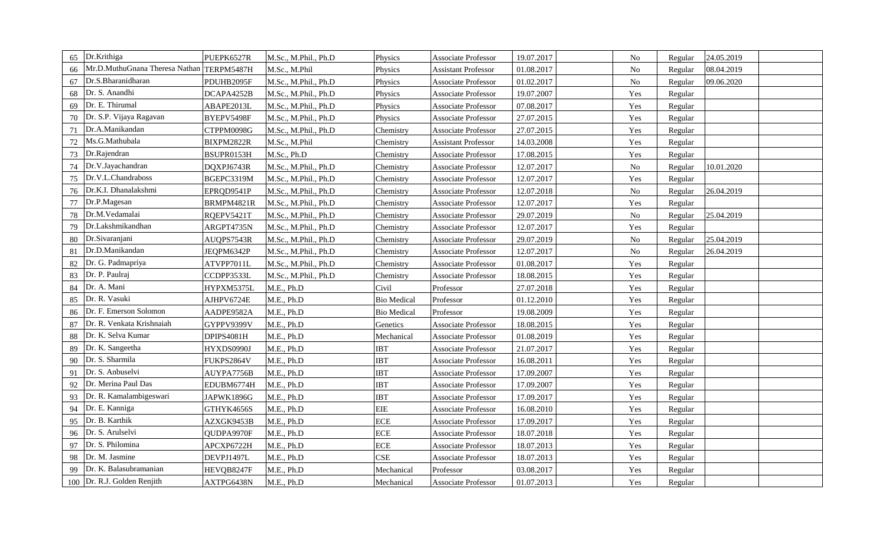| 65 | Dr.Krithiga | PUEPK6527R | M.Sc., M.Phil., Ph.D | Physics | Associate Professor | 19.07.2017 | | No | Regular | 24.05.2019 | |
|---|---|---|---|---|---|---|---|---|---|---|---|
| 66 | Mr.D.MuthuGnana Theresa Nathan | TERPM5487H | M.Sc., M.Phil | Physics | Assistant Professor | 01.08.2017 | | No | Regular | 08.04.2019 | |
| 67 | Dr.S.Bharanidharan | PDUHB2095F | M.Sc., M.Phil., Ph.D | Physics | Associate Professor | 01.02.2017 | | No | Regular | 09.06.2020 | |
| 68 | Dr. S. Anandhi | DCAPA4252B | M.Sc., M.Phil., Ph.D | Physics | Associate Professor | 19.07.2007 | | Yes | Regular | | |
| 69 | Dr. E. Thirumal | ABAPE2013L | M.Sc., M.Phil., Ph.D | Physics | Associate Professor | 07.08.2017 | | Yes | Regular | | |
| 70 | Dr. S.P. Vijaya Ragavan | BYEPV5498F | M.Sc., M.Phil., Ph.D | Physics | Associate Professor | 27.07.2015 | | Yes | Regular | | |
| 71 | Dr.A.Manikandan | CTPPM0098G | M.Sc., M.Phil., Ph.D | Chemistry | Associate Professor | 27.07.2015 | | Yes | Regular | | |
| 72 | Ms.G.Mathubala | BIXPM2822R | M.Sc., M.Phil | Chemistry | Assistant Professor | 14.03.2008 | | Yes | Regular | | |
| 73 | Dr.Rajendran | BSUPR0153H | M.Sc., Ph.D | Chemistry | Associate Professor | 17.08.2015 | | Yes | Regular | | |
| 74 | Dr.V.Jayachandran | DQXPJ6743R | M.Sc., M.Phil., Ph.D | Chemistry | Associate Professor | 12.07.2017 | | No | Regular | 10.01.2020 | |
| 75 | Dr.V.L.Chandraboss | BGEPC3319M | M.Sc., M.Phil., Ph.D | Chemistry | Associate Professor | 12.07.2017 | | Yes | Regular | | |
| 76 | Dr.K.I. Dhanalakshmi | EPRQD9541P | M.Sc., M.Phil., Ph.D | Chemistry | Associate Professor | 12.07.2018 | | No | Regular | 26.04.2019 | |
| 77 | Dr.P.Magesan | BRMPM4821R | M.Sc., M.Phil., Ph.D | Chemistry | Associate Professor | 12.07.2017 | | Yes | Regular | | |
| 78 | Dr.M.Vedamalai | RQEPV5421T | M.Sc., M.Phil., Ph.D | Chemistry | Associate Professor | 29.07.2019 | | No | Regular | 25.04.2019 | |
| 79 | Dr.Lakshmikandhan | ARGPT4735N | M.Sc., M.Phil., Ph.D | Chemistry | Associate Professor | 12.07.2017 | | Yes | Regular | | |
| 80 | Dr.Sivaranjani | AUQPS7543R | M.Sc., M.Phil., Ph.D | Chemistry | Associate Professor | 29.07.2019 | | No | Regular | 25.04.2019 | |
| 81 | Dr.D.Manikandan | JEQPM6342P | M.Sc., M.Phil., Ph.D | Chemistry | Associate Professor | 12.07.2017 | | No | Regular | 26.04.2019 | |
| 82 | Dr. G. Padmapriya | ATVPP7011L | M.Sc., M.Phil., Ph.D | Chemistry | Associate Professor | 01.08.2017 | | Yes | Regular | | |
| 83 | Dr. P. Paulraj | CCDPP3533L | M.Sc., M.Phil., Ph.D | Chemistry | Associate Professor | 18.08.2015 | | Yes | Regular | | |
| 84 | Dr. A. Mani | HYPXM5375L | M.E., Ph.D | Civil | Professor | 27.07.2018 | | Yes | Regular | | |
| 85 | Dr. R. Vasuki | AJHPV6724E | M.E., Ph.D | Bio Medical | Professor | 01.12.2010 | | Yes | Regular | | |
| 86 | Dr. F. Emerson Solomon | AADPE9582A | M.E., Ph.D | Bio Medical | Professor | 19.08.2009 | | Yes | Regular | | |
| 87 | Dr. R. Venkata Krishnaiah | GYPPV9399V | M.E., Ph.D | Genetics | Associate Professor | 18.08.2015 | | Yes | Regular | | |
| 88 | Dr. K. Selva Kumar | DPIPS4081H | M.E., Ph.D | Mechanical | Associate Professor | 01.08.2019 | | Yes | Regular | | |
| 89 | Dr. K. Sangeetha | HYXDS0990J | M.E., Ph.D | IBT | Associate Professor | 21.07.2017 | | Yes | Regular | | |
| 90 | Dr. S. Sharmila | FUKPS2864V | M.E., Ph.D | IBT | Associate Professor | 16.08.2011 | | Yes | Regular | | |
| 91 | Dr. S. Anbuselvi | AUYPA7756B | M.E., Ph.D | IBT | Associate Professor | 17.09.2007 | | Yes | Regular | | |
| 92 | Dr. Merina Paul Das | EDUBM6774H | M.E., Ph.D | IBT | Associate Professor | 17.09.2007 | | Yes | Regular | | |
| 93 | Dr. R. Kamalambigeswari | JAPWK1896G | M.E., Ph.D | IBT | Associate Professor | 17.09.2017 | | Yes | Regular | | |
| 94 | Dr. E. Kanniga | GTHYK4656S | M.E., Ph.D | EIE | Associate Professor | 16.08.2010 | | Yes | Regular | | |
| 95 | Dr. B. Karthik | AZXGK9453B | M.E., Ph.D | ECE | Associate Professor | 17.09.2017 | | Yes | Regular | | |
| 96 | Dr. S. Arulselvi | QUDPA9970F | M.E., Ph.D | ECE | Associate Professor | 18.07.2018 | | Yes | Regular | | |
| 97 | Dr. S. Philomina | APCXP6722H | M.E., Ph.D | ECE | Associate Professor | 18.07.2013 | | Yes | Regular | | |
| 98 | Dr. M. Jasmine | DEVPJ1497L | M.E., Ph.D | CSE | Associate Professor | 18.07.2013 | | Yes | Regular | | |
| 99 | Dr. K. Balasubramanian | HEVQB8247F | M.E., Ph.D | Mechanical | Professor | 03.08.2017 | | Yes | Regular | | |
| 100 | Dr. R.J. Golden Renjith | AXTPG6438N | M.E., Ph.D | Mechanical | Associate Professor | 01.07.2013 | | Yes | Regular | | |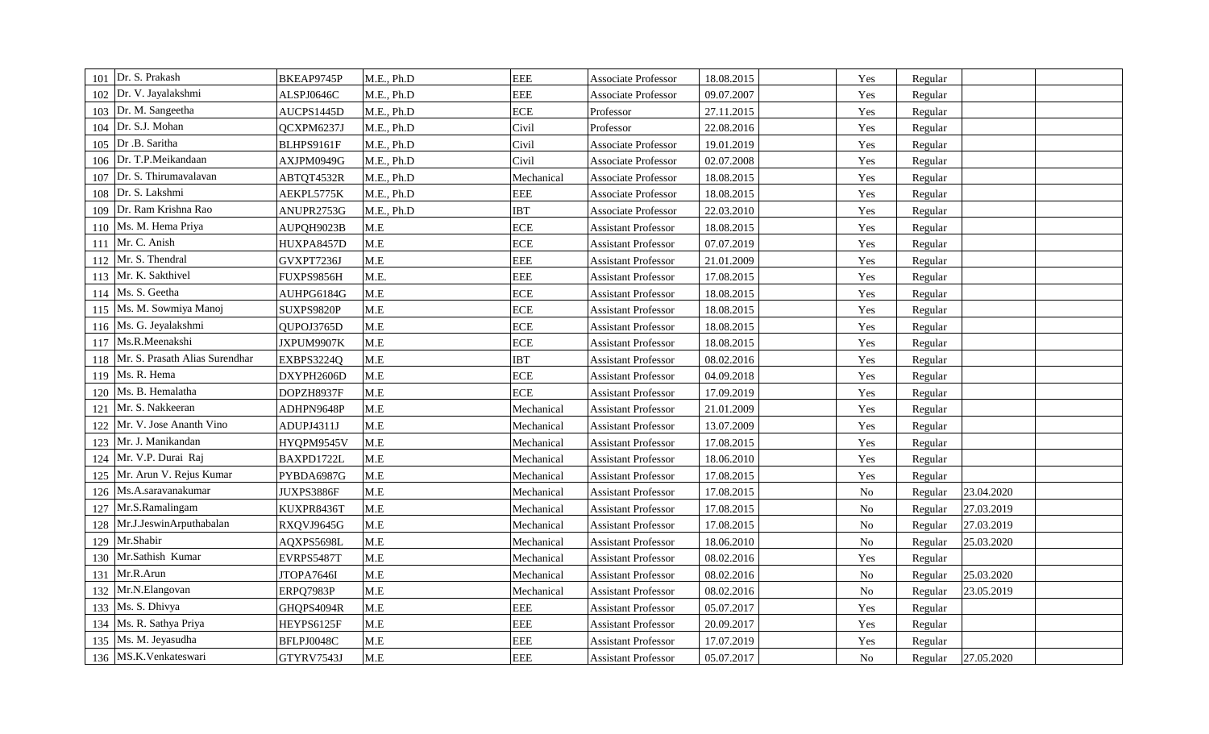| 101 | Dr. S. Prakash | BKEAP9745P | M.E., Ph.D | EEE | Associate Professor | 18.08.2015 | | Yes | Regular | | |
|---|---|---|---|---|---|---|---|---|---|---|---|
| 102 | Dr. V. Jayalakshmi | ALSPJ0646C | M.E., Ph.D | EEE | Associate Professor | 09.07.2007 | | Yes | Regular | | |
| 103 | Dr. M. Sangeetha | AUCPS1445D | M.E., Ph.D | ECE | Professor | 27.11.2015 | | Yes | Regular | | |
| 104 | Dr. S.J. Mohan | QCXPM6237J | M.E., Ph.D | Civil | Professor | 22.08.2016 | | Yes | Regular | | |
| 105 | Dr .B. Saritha | BLHPS9161F | M.E., Ph.D | Civil | Associate Professor | 19.01.2019 | | Yes | Regular | | |
| 106 | Dr. T.P.Meikandaan | AXJPM0949G | M.E., Ph.D | Civil | Associate Professor | 02.07.2008 | | Yes | Regular | | |
| 107 | Dr. S. Thirumavalavan | ABTQT4532R | M.E., Ph.D | Mechanical | Associate Professor | 18.08.2015 | | Yes | Regular | | |
| 108 | Dr. S. Lakshmi | AEKPL5775K | M.E., Ph.D | EEE | Associate Professor | 18.08.2015 | | Yes | Regular | | |
| 109 | Dr. Ram Krishna Rao | ANUPR2753G | M.E., Ph.D | IBT | Associate Professor | 22.03.2010 | | Yes | Regular | | |
| 110 | Ms. M. Hema Priya | AUPQH9023B | M.E | ECE | Assistant Professor | 18.08.2015 | | Yes | Regular | | |
| 111 | Mr. C. Anish | HUXPA8457D | M.E | ECE | Assistant Professor | 07.07.2019 | | Yes | Regular | | |
| 112 | Mr. S. Thendral | GVXPT7236J | M.E | EEE | Assistant Professor | 21.01.2009 | | Yes | Regular | | |
| 113 | Mr. K. Sakthivel | FUXPS9856H | M.E. | EEE | Assistant Professor | 17.08.2015 | | Yes | Regular | | |
| 114 | Ms. S. Geetha | AUHPG6184G | M.E | ECE | Assistant Professor | 18.08.2015 | | Yes | Regular | | |
| 115 | Ms. M. Sowmiya Manoj | SUXPS9820P | M.E | ECE | Assistant Professor | 18.08.2015 | | Yes | Regular | | |
| 116 | Ms. G. Jeyalakshmi | QUPOJ3765D | M.E | ECE | Assistant Professor | 18.08.2015 | | Yes | Regular | | |
| 117 | Ms.R.Meenakshi | JXPUM9907K | M.E | ECE | Assistant Professor | 18.08.2015 | | Yes | Regular | | |
| 118 | Mr. S. Prasath Alias Surendhar | EXBPS3224Q | M.E | IBT | Assistant Professor | 08.02.2016 | | Yes | Regular | | |
| 119 | Ms. R. Hema | DXYPH2606D | M.E | ECE | Assistant Professor | 04.09.2018 | | Yes | Regular | | |
| 120 | Ms. B. Hemalatha | DOPZH8937F | M.E | ECE | Assistant Professor | 17.09.2019 | | Yes | Regular | | |
| 121 | Mr. S. Nakkeeran | ADHPN9648P | M.E | Mechanical | Assistant Professor | 21.01.2009 | | Yes | Regular | | |
| 122 | Mr. V. Jose Ananth Vino | ADUPJ4311J | M.E | Mechanical | Assistant Professor | 13.07.2009 | | Yes | Regular | | |
| 123 | Mr. J. Manikandan | HYQPM9545V | M.E | Mechanical | Assistant Professor | 17.08.2015 | | Yes | Regular | | |
| 124 | Mr. V.P. Durai Raj | BAXPD1722L | M.E | Mechanical | Assistant Professor | 18.06.2010 | | Yes | Regular | | |
| 125 | Mr. Arun V. Rejus Kumar | PYBDA6987G | M.E | Mechanical | Assistant Professor | 17.08.2015 | | Yes | Regular | | |
| 126 | Ms.A.saravanakumar | JUXPS3886F | M.E | Mechanical | Assistant Professor | 17.08.2015 | | No | Regular | 23.04.2020 | |
| 127 | Mr.S.Ramalingam | KUXPR8436T | M.E | Mechanical | Assistant Professor | 17.08.2015 | | No | Regular | 27.03.2019 | |
| 128 | Mr.J.JeswinArputhabalan | RXQVJ9645G | M.E | Mechanical | Assistant Professor | 17.08.2015 | | No | Regular | 27.03.2019 | |
| 129 | Mr.Shabir | AQXPS5698L | M.E | Mechanical | Assistant Professor | 18.06.2010 | | No | Regular | 25.03.2020 | |
| 130 | Mr.Sathish Kumar | EVRPS5487T | M.E | Mechanical | Assistant Professor | 08.02.2016 | | Yes | Regular | | |
| 131 | Mr.R.Arun | JTOPA7646I | M.E | Mechanical | Assistant Professor | 08.02.2016 | | No | Regular | 25.03.2020 | |
| 132 | Mr.N.Elangovan | ERPQ7983P | M.E | Mechanical | Assistant Professor | 08.02.2016 | | No | Regular | 23.05.2019 | |
| 133 | Ms. S. Dhivya | GHQPS4094R | M.E | EEE | Assistant Professor | 05.07.2017 | | Yes | Regular | | |
| 134 | Ms. R. Sathya Priya | HEYPS6125F | M.E | EEE | Assistant Professor | 20.09.2017 | | Yes | Regular | | |
| 135 | Ms. M. Jeyasudha | BFLPJ0048C | M.E | EEE | Assistant Professor | 17.07.2019 | | Yes | Regular | | |
| 136 | MS.K.Venkateswari | GTYRV7543J | M.E | EEE | Assistant Professor | 05.07.2017 | | No | Regular | 27.05.2020 | |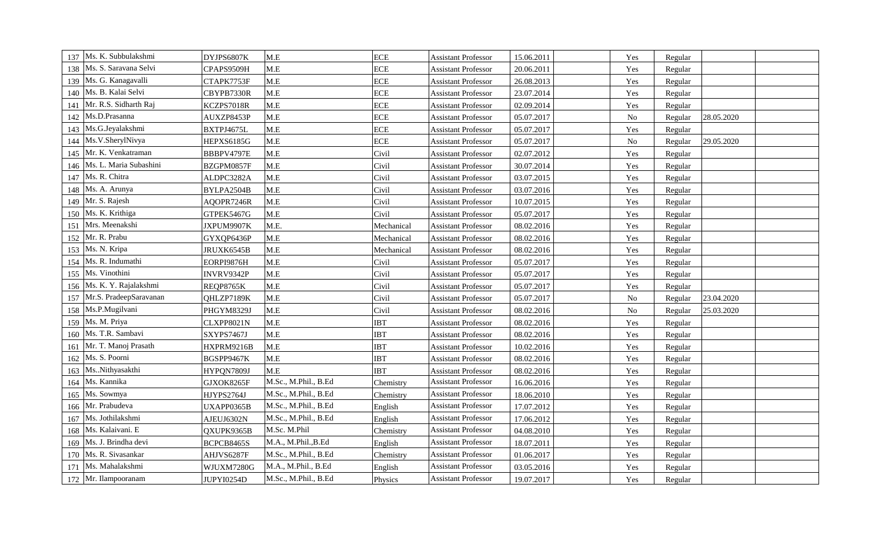| 137 | Ms. K. Subbulakshmi | DYJPS6807K | M.E | ECE | Assistant Professor | 15.06.2011 | | Yes | Regular | | |
|---|---|---|---|---|---|---|---|---|---|---|---|
| 138 | Ms. S. Saravana Selvi | CPAPS9509H | M.E | ECE | Assistant Professor | 20.06.2011 | | Yes | Regular | | |
| 139 | Ms. G. Kanagavalli | CTAPK7753F | M.E | ECE | Assistant Professor | 26.08.2013 | | Yes | Regular | | |
| 140 | Ms. B. Kalai Selvi | CBYPB7330R | M.E | ECE | Assistant Professor | 23.07.2014 | | Yes | Regular | | |
| 141 | Mr. R.S. Sidharth Raj | KCZPS7018R | M.E | ECE | Assistant Professor | 02.09.2014 | | Yes | Regular | | |
| 142 | Ms.D.Prasanna | AUXZP8453P | M.E | ECE | Assistant Professor | 05.07.2017 | | No | Regular | 28.05.2020 | |
| 143 | Ms.G.Jeyalakshmi | BXTPJ4675L | M.E | ECE | Assistant Professor | 05.07.2017 | | Yes | Regular | | |
| 144 | Ms.V.SherylNivya | HEPXS6185G | M.E | ECE | Assistant Professor | 05.07.2017 | | No | Regular | 29.05.2020 | |
| 145 | Mr. K. Venkatraman | BBBPV4797E | M.E | Civil | Assistant Professor | 02.07.2012 | | Yes | Regular | | |
| 146 | Ms. L. Maria Subashini | BZGPM0857F | M.E | Civil | Assistant Professor | 30.07.2014 | | Yes | Regular | | |
| 147 | Ms. R. Chitra | ALDPC3282A | M.E | Civil | Assistant Professor | 03.07.2015 | | Yes | Regular | | |
| 148 | Ms. A. Arunya | BYLPA2504B | M.E | Civil | Assistant Professor | 03.07.2016 | | Yes | Regular | | |
| 149 | Mr. S. Rajesh | AQOPR7246R | M.E | Civil | Assistant Professor | 10.07.2015 | | Yes | Regular | | |
| 150 | Ms. K. Krithiga | GTPEK5467G | M.E | Civil | Assistant Professor | 05.07.2017 | | Yes | Regular | | |
| 151 | Mrs. Meenakshi | JXPUM9907K | M.E. | Mechanical | Assistant Professor | 08.02.2016 | | Yes | Regular | | |
| 152 | Mr. R. Prabu | GYXQP6436P | M.E | Mechanical | Assistant Professor | 08.02.2016 | | Yes | Regular | | |
| 153 | Ms. N. Kripa | JRUXK6545B | M.E | Mechanical | Assistant Professor | 08.02.2016 | | Yes | Regular | | |
| 154 | Ms. R. Indumathi | EORPI9876H | M.E | Civil | Assistant Professor | 05.07.2017 | | Yes | Regular | | |
| 155 | Ms. Vinothini | INVRV9342P | M.E | Civil | Assistant Professor | 05.07.2017 | | Yes | Regular | | |
| 156 | Ms. K. Y. Rajalakshmi | REQP8765K | M.E | Civil | Assistant Professor | 05.07.2017 | | Yes | Regular | | |
| 157 | Mr.S. PradeepSaravanan | QHLZP7189K | M.E | Civil | Assistant Professor | 05.07.2017 | | No | Regular | 23.04.2020 | |
| 158 | Ms.P.Mugilvani | PHGYM8329J | M.E | Civil | Assistant Professor | 08.02.2016 | | No | Regular | 25.03.2020 | |
| 159 | Ms. M. Priya | CLXPP8021N | M.E | IBT | Assistant Professor | 08.02.2016 | | Yes | Regular | | |
| 160 | Ms. T.R. Sambavi | SXYPS7467J | M.E | IBT | Assistant Professor | 08.02.2016 | | Yes | Regular | | |
| 161 | Mr. T. Manoj Prasath | HXPRM9216B | M.E | IBT | Assistant Professor | 10.02.2016 | | Yes | Regular | | |
| 162 | Ms. S. Poorni | BGSPP9467K | M.E | IBT | Assistant Professor | 08.02.2016 | | Yes | Regular | | |
| 163 | Ms..Nithyasakthi | HYPQN7809J | M.E | IBT | Assistant Professor | 08.02.2016 | | Yes | Regular | | |
| 164 | Ms. Kannika | GJXOK8265F | M.Sc., M.Phil., B.Ed | Chemistry | Assistant Professor | 16.06.2016 | | Yes | Regular | | |
| 165 | Ms. Sowmya | HJYPS2764J | M.Sc., M.Phil., B.Ed | Chemistry | Assistant Professor | 18.06.2010 | | Yes | Regular | | |
| 166 | Mr. Prabudeva | UXAPP0365B | M.Sc., M.Phil., B.Ed | English | Assistant Professor | 17.07.2012 | | Yes | Regular | | |
| 167 | Ms. Jothilakshmi | AJEUJ6302N | M.Sc., M.Phil., B.Ed | English | Assistant Professor | 17.06.2012 | | Yes | Regular | | |
| 168 | Ms. Kalaivani. E | QXUPK9365B | M.Sc. M.Phil | Chemistry | Assistant Professor | 04.08.2010 | | Yes | Regular | | |
| 169 | Ms. J. Brindha devi | BCPCB8465S | M.A., M.Phil.,B.Ed | English | Assistant Professor | 18.07.2011 | | Yes | Regular | | |
| 170 | Ms. R. Sivasankar | AHJVS6287F | M.Sc., M.Phil., B.Ed | Chemistry | Assistant Professor | 01.06.2017 | | Yes | Regular | | |
| 171 | Ms. Mahalakshmi | WJUXM7280G | M.A., M.Phil., B.Ed | English | Assistant Professor | 03.05.2016 | | Yes | Regular | | |
| 172 | Mr. Ilampooranam | JUPYI0254D | M.Sc., M.Phil., B.Ed | Physics | Assistant Professor | 19.07.2017 | | Yes | Regular | | |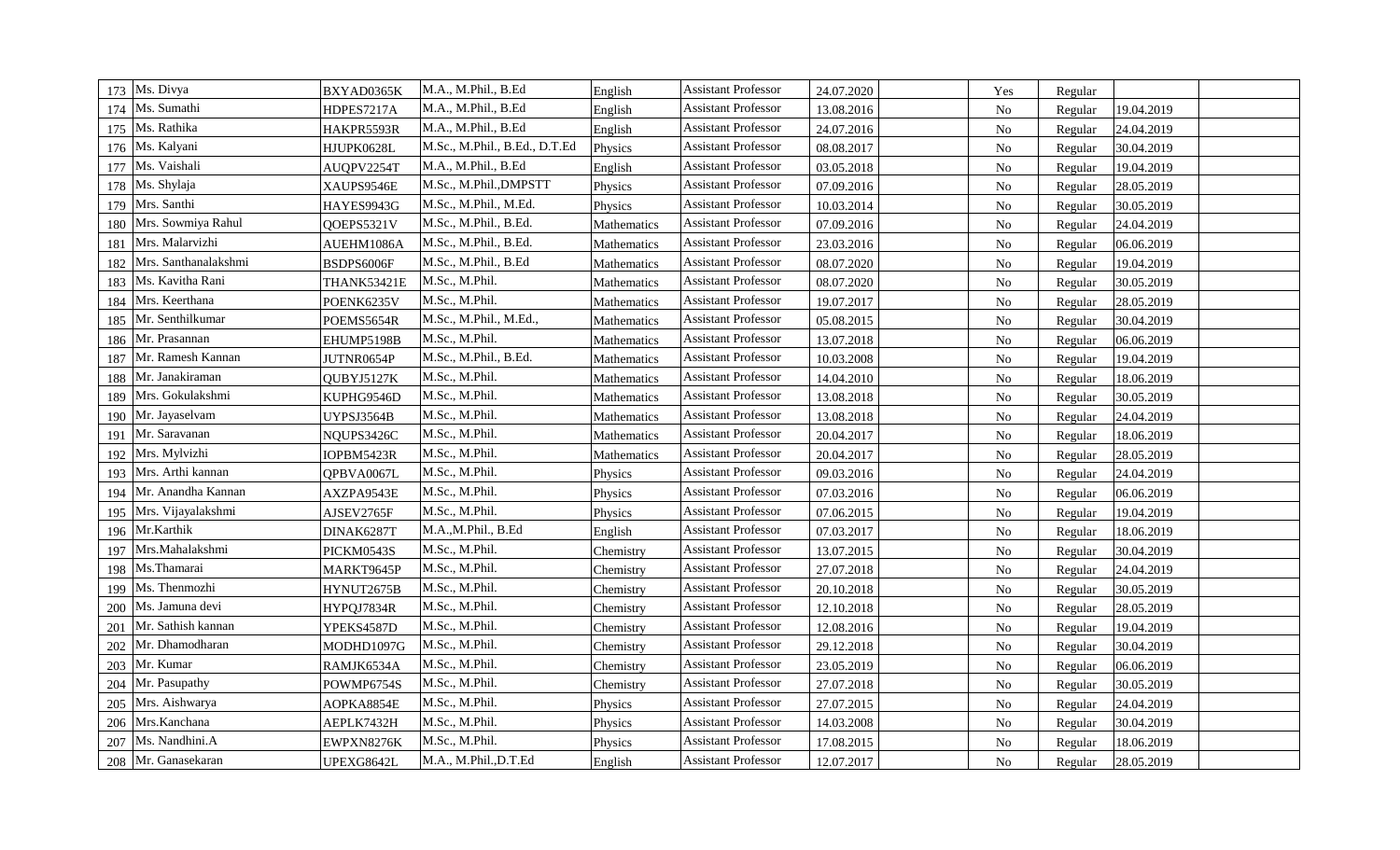| 173 | Ms. Divya | BXYAD0365K | M.A., M.Phil., B.Ed | English | Assistant Professor | 24.07.2020 | | Yes | Regular | | |
|---|---|---|---|---|---|---|---|---|---|---|---|
| 174 | Ms. Sumathi | HDPES7217A | M.A., M.Phil., B.Ed | English | Assistant Professor | 13.08.2016 | | No | Regular | 19.04.2019 | |
| 175 | Ms. Rathika | HAKPR5593R | M.A., M.Phil., B.Ed | English | Assistant Professor | 24.07.2016 | | No | Regular | 24.04.2019 | |
| 176 | Ms. Kalyani | HJUPK0628L | M.Sc., M.Phil., B.Ed., D.T.Ed | Physics | Assistant Professor | 08.08.2017 | | No | Regular | 30.04.2019 | |
| 177 | Ms. Vaishali | AUQPV2254T | M.A., M.Phil., B.Ed | English | Assistant Professor | 03.05.2018 | | No | Regular | 19.04.2019 | |
| 178 | Ms. Shylaja | XAUPS9546E | M.Sc., M.Phil.,DMPSTT | Physics | Assistant Professor | 07.09.2016 | | No | Regular | 28.05.2019 | |
| 179 | Mrs. Santhi | HAYES9943G | M.Sc., M.Phil., M.Ed. | Physics | Assistant Professor | 10.03.2014 | | No | Regular | 30.05.2019 | |
| 180 | Mrs. Sowmiya Rahul | QOEPS5321V | M.Sc., M.Phil., B.Ed. | Mathematics | Assistant Professor | 07.09.2016 | | No | Regular | 24.04.2019 | |
| 181 | Mrs. Malarvizhi | AUEHM1086A | M.Sc., M.Phil., B.Ed. | Mathematics | Assistant Professor | 23.03.2016 | | No | Regular | 06.06.2019 | |
| 182 | Mrs. Santhanalakshmi | BSDPS6006F | M.Sc., M.Phil., B.Ed | Mathematics | Assistant Professor | 08.07.2020 | | No | Regular | 19.04.2019 | |
| 183 | Ms. Kavitha Rani | THANK53421E | M.Sc., M.Phil. | Mathematics | Assistant Professor | 08.07.2020 | | No | Regular | 30.05.2019 | |
| 184 | Mrs. Keerthana | POENK6235V | M.Sc., M.Phil. | Mathematics | Assistant Professor | 19.07.2017 | | No | Regular | 28.05.2019 | |
| 185 | Mr. Senthilkumar | POEMS5654R | M.Sc., M.Phil., M.Ed., | Mathematics | Assistant Professor | 05.08.2015 | | No | Regular | 30.04.2019 | |
| 186 | Mr. Prasannan | EHUMP5198B | M.Sc., M.Phil. | Mathematics | Assistant Professor | 13.07.2018 | | No | Regular | 06.06.2019 | |
| 187 | Mr. Ramesh Kannan | JUTNR0654P | M.Sc., M.Phil., B.Ed. | Mathematics | Assistant Professor | 10.03.2008 | | No | Regular | 19.04.2019 | |
| 188 | Mr. Janakiraman | QUBYJ5127K | M.Sc., M.Phil. | Mathematics | Assistant Professor | 14.04.2010 | | No | Regular | 18.06.2019 | |
| 189 | Mrs. Gokulakshmi | KUPHG9546D | M.Sc., M.Phil. | Mathematics | Assistant Professor | 13.08.2018 | | No | Regular | 30.05.2019 | |
| 190 | Mr. Jayaselvam | UYPSJ3564B | M.Sc., M.Phil. | Mathematics | Assistant Professor | 13.08.2018 | | No | Regular | 24.04.2019 | |
| 191 | Mr. Saravanan | NQUPS3426C | M.Sc., M.Phil. | Mathematics | Assistant Professor | 20.04.2017 | | No | Regular | 18.06.2019 | |
| 192 | Mrs. Mylvizhi | IOPBM5423R | M.Sc., M.Phil. | Mathematics | Assistant Professor | 20.04.2017 | | No | Regular | 28.05.2019 | |
| 193 | Mrs. Arthi kannan | QPBVA0067L | M.Sc., M.Phil. | Physics | Assistant Professor | 09.03.2016 | | No | Regular | 24.04.2019 | |
| 194 | Mr. Anandha Kannan | AXZPA9543E | M.Sc., M.Phil. | Physics | Assistant Professor | 07.03.2016 | | No | Regular | 06.06.2019 | |
| 195 | Mrs. Vijayalakshmi | AJSEV2765F | M.Sc., M.Phil. | Physics | Assistant Professor | 07.06.2015 | | No | Regular | 19.04.2019 | |
| 196 | Mr.Karthik | DINAK6287T | M.A.,M.Phil., B.Ed | English | Assistant Professor | 07.03.2017 | | No | Regular | 18.06.2019 | |
| 197 | Mrs.Mahalakshmi | PICKM0543S | M.Sc., M.Phil. | Chemistry | Assistant Professor | 13.07.2015 | | No | Regular | 30.04.2019 | |
| 198 | Ms.Thamarai | MARKT9645P | M.Sc., M.Phil. | Chemistry | Assistant Professor | 27.07.2018 | | No | Regular | 24.04.2019 | |
| 199 | Ms. Thenmozhi | HYNUT2675B | M.Sc., M.Phil. | Chemistry | Assistant Professor | 20.10.2018 | | No | Regular | 30.05.2019 | |
| 200 | Ms. Jamuna devi | HYPQJ7834R | M.Sc., M.Phil. | Chemistry | Assistant Professor | 12.10.2018 | | No | Regular | 28.05.2019 | |
| 201 | Mr. Sathish kannan | YPEKS4587D | M.Sc., M.Phil. | Chemistry | Assistant Professor | 12.08.2016 | | No | Regular | 19.04.2019 | |
| 202 | Mr. Dhamodharan | MODHD1097G | M.Sc., M.Phil. | Chemistry | Assistant Professor | 29.12.2018 | | No | Regular | 30.04.2019 | |
| 203 | Mr. Kumar | RAMJK6534A | M.Sc., M.Phil. | Chemistry | Assistant Professor | 23.05.2019 | | No | Regular | 06.06.2019 | |
| 204 | Mr. Pasupathy | POWMP6754S | M.Sc., M.Phil. | Chemistry | Assistant Professor | 27.07.2018 | | No | Regular | 30.05.2019 | |
| 205 | Mrs. Aishwarya | AOPKA8854E | M.Sc., M.Phil. | Physics | Assistant Professor | 27.07.2015 | | No | Regular | 24.04.2019 | |
| 206 | Mrs.Kanchana | AEPLK7432H | M.Sc., M.Phil. | Physics | Assistant Professor | 14.03.2008 | | No | Regular | 30.04.2019 | |
| 207 | Ms. Nandhini.A | EWPXN8276K | M.Sc., M.Phil. | Physics | Assistant Professor | 17.08.2015 | | No | Regular | 18.06.2019 | |
| 208 | Mr. Ganasekaran | UPEXG8642L | M.A., M.Phil.,D.T.Ed | English | Assistant Professor | 12.07.2017 | | No | Regular | 28.05.2019 | |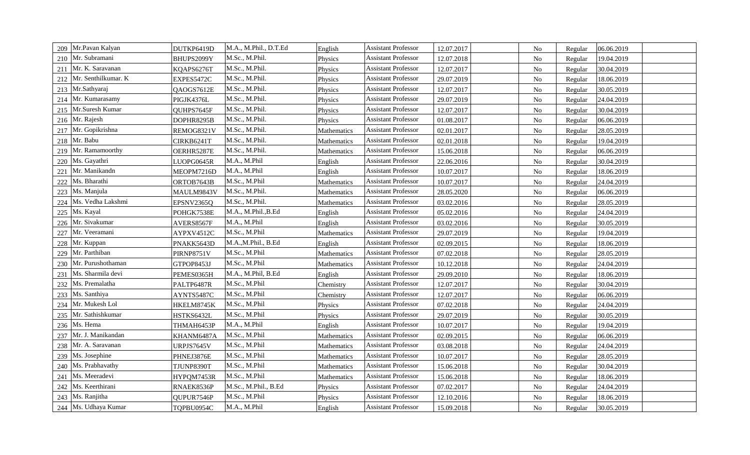| | | | | | | | | | | |
|---|---|---|---|---|---|---|---|---|---|---|
| 209 | Mr.Pavan Kalyan | DUTKP6419D | M.A., M.Phil., D.T.Ed | English | Assistant Professor | 12.07.2017 | | No | Regular | 06.06.2019 | |
| 210 | Mr. Subramani | BHUPS2099Y | M.Sc., M.Phil. | Physics | Assistant Professor | 12.07.2018 | | No | Regular | 19.04.2019 | |
| 211 | Mr. K. Saravanan | KQAPS6276T | M.Sc., M.Phil. | Physics | Assistant Professor | 12.07.2017 | | No | Regular | 30.04.2019 | |
| 212 | Mr. Senthilkumar. K | EXPES5472C | M.Sc., M.Phil. | Physics | Assistant Professor | 29.07.2019 | | No | Regular | 18.06.2019 | |
| 213 | Mr.Sathyaraj | QAOGS7612E | M.Sc., M.Phil. | Physics | Assistant Professor | 12.07.2017 | | No | Regular | 30.05.2019 | |
| 214 | Mr. Kumarasamy | PIGJK4376L | M.Sc., M.Phil. | Physics | Assistant Professor | 29.07.2019 | | No | Regular | 24.04.2019 | |
| 215 | Mr.Suresh Kumar | QUHPS7645F | M.Sc., M.Phil. | Physics | Assistant Professor | 12.07.2017 | | No | Regular | 30.04.2019 | |
| 216 | Mr. Rajesh | DOPHR8295B | M.Sc., M.Phil. | Physics | Assistant Professor | 01.08.2017 | | No | Regular | 06.06.2019 | |
| 217 | Mr. Gopikrishna | REMOG8321V | M.Sc., M.Phil. | Mathematics | Assistant Professor | 02.01.2017 | | No | Regular | 28.05.2019 | |
| 218 | Mr. Babu | CIRKB6241T | M.Sc., M.Phil. | Mathematics | Assistant Professor | 02.01.2018 | | No | Regular | 19.04.2019 | |
| 219 | Mr. Ramamoorthy | OERHR5287E | M.Sc., M.Phil. | Mathematics | Assistant Professor | 15.06.2018 | | No | Regular | 06.06.2019 | |
| 220 | Ms. Gayathri | LUOPG0645R | M.A., M.Phil | English | Assistant Professor | 22.06.2016 | | No | Regular | 30.04.2019 | |
| 221 | Mr. Manikandn | MEOPM7216D | M.A., M.Phil | English | Assistant Professor | 10.07.2017 | | No | Regular | 18.06.2019 | |
| 222 | Ms. Bharathi | ORTOB7643B | M.Sc., M.Phil | Mathematics | Assistant Professor | 10.07.2017 | | No | Regular | 24.04.2019 | |
| 223 | Ms. Manjula | MAULM9843V | M.Sc., M.Phil. | Mathematics | Assistant Professor | 28.05.2020 | | No | Regular | 06.06.2019 | |
| 224 | Ms. Vedha Lakshmi | EPSNV2365Q | M.Sc., M.Phil. | Mathematics | Assistant Professor | 03.02.2016 | | No | Regular | 28.05.2019 | |
| 225 | Ms. Kayal | POHGK7538E | M.A., M.Phil.,B.Ed | English | Assistant Professor | 05.02.2016 | | No | Regular | 24.04.2019 | |
| 226 | Mr. Sivakumar | AVERS8567F | M.A., M.Phil | English | Assistant Professor | 03.02.2016 | | No | Regular | 30.05.2019 | |
| 227 | Mr. Veeramani | AYPXV4512C | M.Sc., M.Phil | Mathematics | Assistant Professor | 29.07.2019 | | No | Regular | 19.04.2019 | |
| 228 | Mr. Kuppan | PNAKK5643D | M.A.,M.Phil., B.Ed | English | Assistant Professor | 02.09.2015 | | No | Regular | 18.06.2019 | |
| 229 | Mr. Parthiban | PIRNP8751V | M.Sc., M.Phil | Mathematics | Assistant Professor | 07.02.2018 | | No | Regular | 28.05.2019 | |
| 230 | Mr. Purushothaman | GTPOP8453J | M.Sc., M.Phil | Mathematics | Assistant Professor | 10.12.2018 | | No | Regular | 24.04.2019 | |
| 231 | Ms. Sharmila devi | PEMES0365H | M.A., M.Phil, B.Ed | English | Assistant Professor | 29.09.2010 | | No | Regular | 18.06.2019 | |
| 232 | Ms. Premalatha | PALTP6487R | M.Sc., M.Phil | Chemistry | Assistant Professor | 12.07.2017 | | No | Regular | 30.04.2019 | |
| 233 | Ms. Santhiya | AYNTS5487C | M.Sc., M.Phil | Chemistry | Assistant Professor | 12.07.2017 | | No | Regular | 06.06.2019 | |
| 234 | Mr. Mukesh Lol | HKELM8745K | M.Sc., M.Phil | Physics | Assistant Professor | 07.02.2018 | | No | Regular | 24.04.2019 | |
| 235 | Mr. Sathishkumar | HSTKS6432L | M.Sc., M.Phil | Physics | Assistant Professor | 29.07.2019 | | No | Regular | 30.05.2019 | |
| 236 | Ms. Hema | THMAH6453P | M.A., M.Phil | English | Assistant Professor | 10.07.2017 | | No | Regular | 19.04.2019 | |
| 237 | Mr. J. Manikandan | KHANM6487A | M.Sc., M.Phil | Mathematics | Assistant Professor | 02.09.2015 | | No | Regular | 06.06.2019 | |
| 238 | Mr. A. Saravanan | URPJS7645V | M.Sc., M.Phil | Mathematics | Assistant Professor | 03.08.2018 | | No | Regular | 24.04.2019 | |
| 239 | Ms. Josephine | PHNEJ3876E | M.Sc., M.Phil | Mathematics | Assistant Professor | 10.07.2017 | | No | Regular | 28.05.2019 | |
| 240 | Ms. Prabhavathy | TJUNP8390T | M.Sc., M.Phil | Mathematics | Assistant Professor | 15.06.2018 | | No | Regular | 30.04.2019 | |
| 241 | Ms. Meeradevi | HYPQM7453R | M.Sc., M.Phil | Mathematics | Assistant Professor | 15.06.2018 | | No | Regular | 18.06.2019 | |
| 242 | Ms. Keerthirani | RNAEK8536P | M.Sc., M.Phil., B.Ed | Physics | Assistant Professor | 07.02.2017 | | No | Regular | 24.04.2019 | |
| 243 | Ms. Ranjitha | QUPUR7546P | M.Sc., M.Phil | Physics | Assistant Professor | 12.10.2016 | | No | Regular | 18.06.2019 | |
| 244 | Ms. Udhaya Kumar | TQPBU0954C | M.A., M.Phil | English | Assistant Professor | 15.09.2018 | | No | Regular | 30.05.2019 | |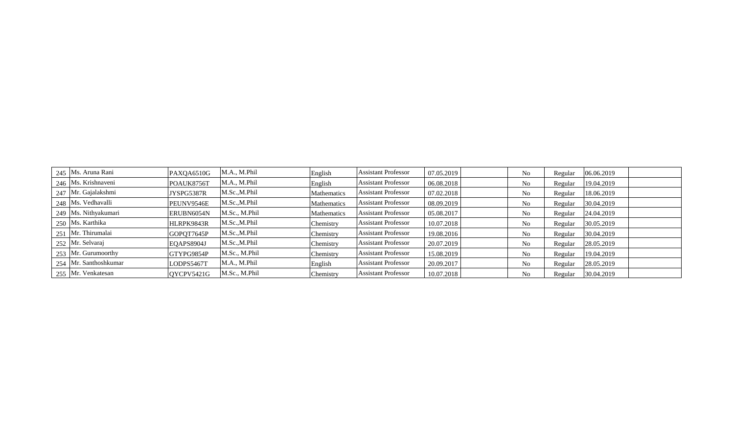| | | | | | | | | | | | |
|---|---|---|---|---|---|---|---|---|---|---|---|
| 245 | Ms. Aruna Rani | PAXQA6510G | M.A., M.Phil | English | Assistant Professor | 07.05.2019 | | No | Regular | 06.06.2019 | |
| 246 | Ms. Krishnaveni | POAUK8756T | M.A., M.Phil | English | Assistant Professor | 06.08.2018 | | No | Regular | 19.04.2019 | |
| 247 | Mr. Gajalakshmi | JYSPG5387R | M.Sc.,M.Phil | Mathematics | Assistant Professor | 07.02.2018 | | No | Regular | 18.06.2019 | |
| 248 | Ms. Vedhavalli | PEUNV9546E | M.Sc.,M.Phil | Mathematics | Assistant Professor | 08.09.2019 | | No | Regular | 30.04.2019 | |
| 249 | Ms. Nithyakumari | ERUBN6054N | M.Sc., M.Phil | Mathematics | Assistant Professor | 05.08.2017 | | No | Regular | 24.04.2019 | |
| 250 | Ms. Karthika | HLRPK9843R | M.Sc.,M.Phil | Chemistry | Assistant Professor | 10.07.2018 | | No | Regular | 30.05.2019 | |
| 251 | Mr. Thirumalai | GOPQT7645P | M.Sc.,M.Phil | Chemistry | Assistant Professor | 19.08.2016 | | No | Regular | 30.04.2019 | |
| 252 | Mr. Selvaraj | EQAPS8904J | M.Sc.,M.Phil | Chemistry | Assistant Professor | 20.07.2019 | | No | Regular | 28.05.2019 | |
| 253 | Mr. Gurumoorthy | GTYPG9854P | M.Sc., M.Phil | Chemistry | Assistant Professor | 15.08.2019 | | No | Regular | 19.04.2019 | |
| 254 | Mr. Santhoshkumar | LODPS5467T | M.A., M.Phil | English | Assistant Professor | 20.09.2017 | | No | Regular | 28.05.2019 | |
| 255 | Mr. Venkatesan | QYCPV5421G | M.Sc., M.Phil | Chemistry | Assistant Professor | 10.07.2018 | | No | Regular | 30.04.2019 | |